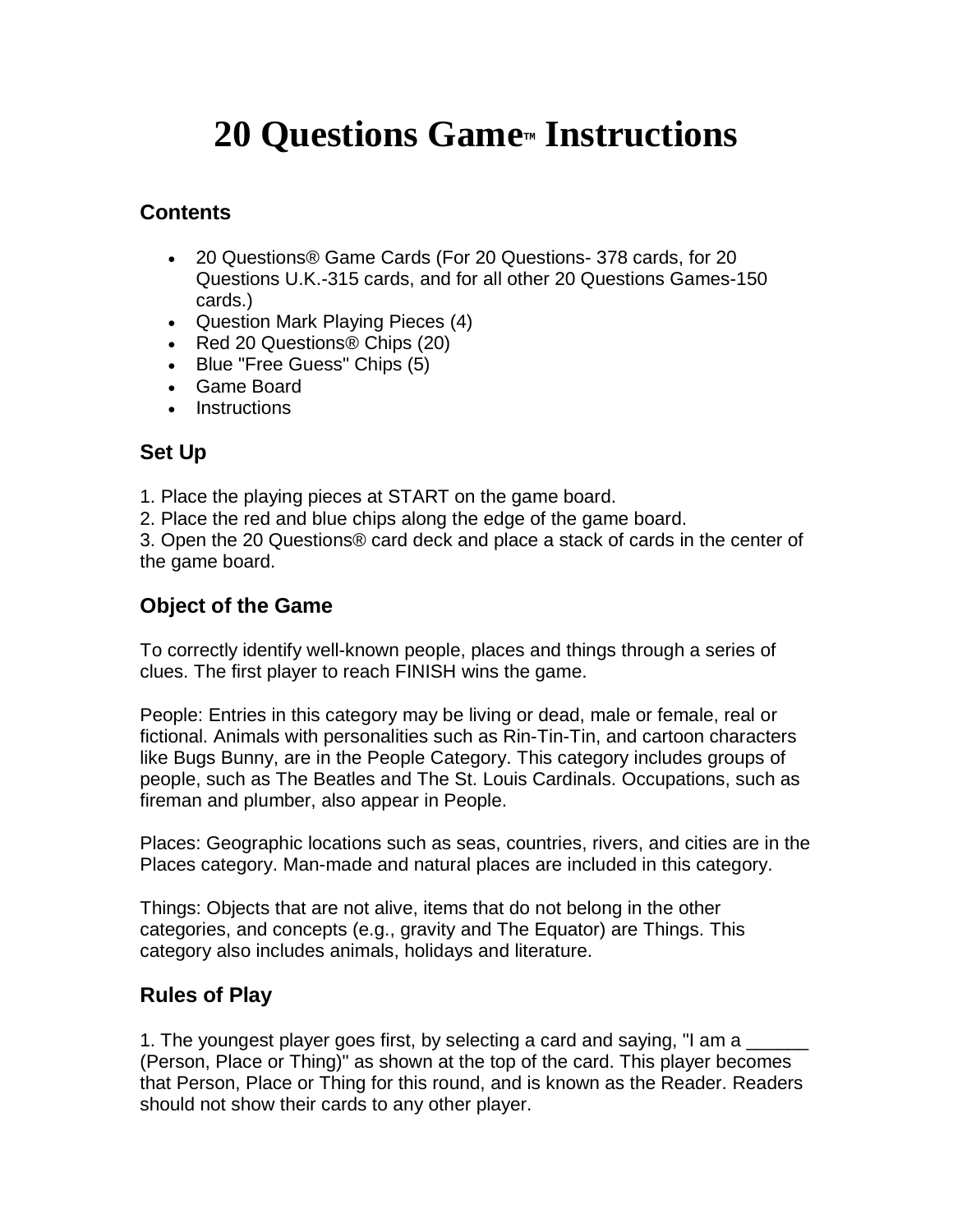# 20 Questions Game™ Instructions

## Contents

- 20 Questions® Game Cards (For 20 Questions- 378 cards, for 20 Questions U.K.-315 cards, and for all other 20 Questions Games-150 cards.)
- Question Mark Playing Pieces (4)
- Red 20 Questions® Chips (20)
- Blue "Free Guess" Chips (5)
- Game Board
- Instructions

## Set Up

1. Place the playing pieces at START on the game board.
2. Place the red and blue chips along the edge of the game board.
3. Open the 20 Questions® card deck and place a stack of cards in the center of the game board.

## Object of the Game

To correctly identify well-known people, places and things through a series of clues. The first player to reach FINISH wins the game.

People: Entries in this category may be living or dead, male or female, real or fictional. Animals with personalities such as Rin-Tin-Tin, and cartoon characters like Bugs Bunny, are in the People Category. This category includes groups of people, such as The Beatles and The St. Louis Cardinals. Occupations, such as fireman and plumber, also appear in People.

Places: Geographic locations such as seas, countries, rivers, and cities are in the Places category. Man-made and natural places are included in this category.

Things: Objects that are not alive, items that do not belong in the other categories, and concepts (e.g., gravity and The Equator) are Things. This category also includes animals, holidays and literature.

## Rules of Play

1. The youngest player goes first, by selecting a card and saying, "I am a ______ (Person, Place or Thing)" as shown at the top of the card. This player becomes that Person, Place or Thing for this round, and is known as the Reader. Readers should not show their cards to any other player.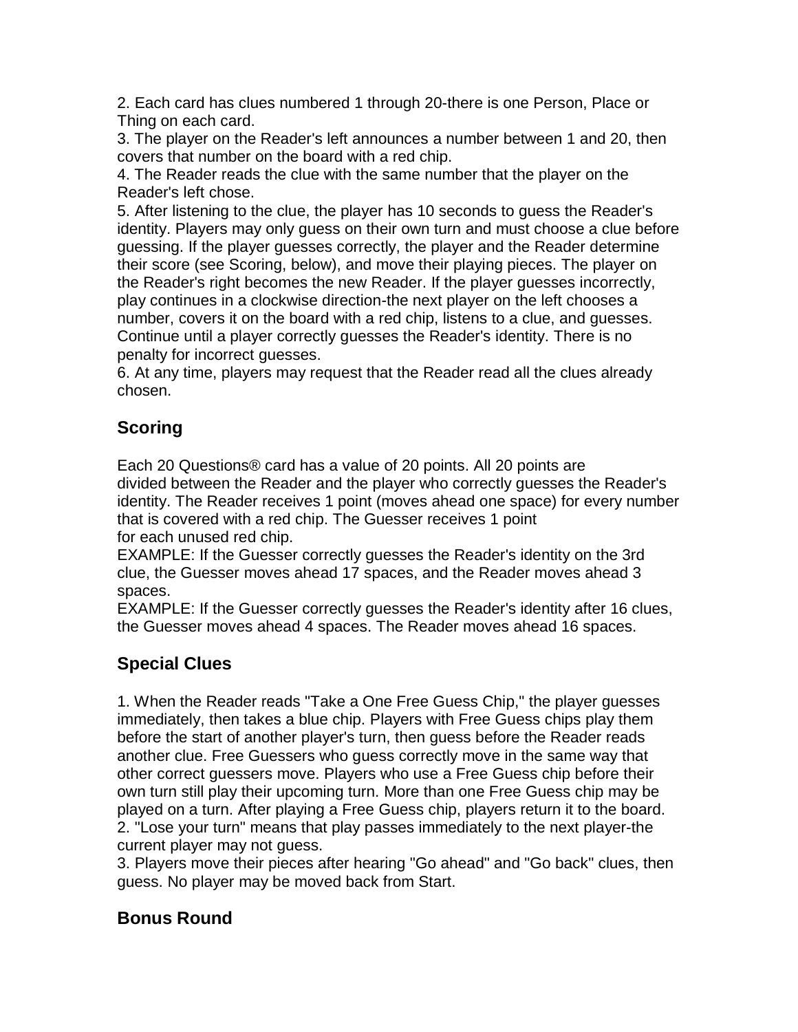2. Each card has clues numbered 1 through 20-there is one Person, Place or Thing on each card.
3. The player on the Reader's left announces a number between 1 and 20, then covers that number on the board with a red chip.
4. The Reader reads the clue with the same number that the player on the Reader's left chose.
5. After listening to the clue, the player has 10 seconds to guess the Reader's identity. Players may only guess on their own turn and must choose a clue before guessing. If the player guesses correctly, the player and the Reader determine their score (see Scoring, below), and move their playing pieces. The player on the Reader's right becomes the new Reader. If the player guesses incorrectly, play continues in a clockwise direction-the next player on the left chooses a number, covers it on the board with a red chip, listens to a clue, and guesses. Continue until a player correctly guesses the Reader's identity. There is no penalty for incorrect guesses.
6. At any time, players may request that the Reader read all the clues already chosen.

## Scoring

Each 20 Questions® card has a value of 20 points. All 20 points are divided between the Reader and the player who correctly guesses the Reader's identity. The Reader receives 1 point (moves ahead one space) for every number that is covered with a red chip. The Guesser receives 1 point for each unused red chip.
EXAMPLE: If the Guesser correctly guesses the Reader's identity on the 3rd clue, the Guesser moves ahead 17 spaces, and the Reader moves ahead 3 spaces.
EXAMPLE: If the Guesser correctly guesses the Reader's identity after 16 clues, the Guesser moves ahead 4 spaces. The Reader moves ahead 16 spaces.

## Special Clues

1. When the Reader reads "Take a One Free Guess Chip," the player guesses immediately, then takes a blue chip. Players with Free Guess chips play them before the start of another player's turn, then guess before the Reader reads another clue. Free Guessers who guess correctly move in the same way that other correct guessers move. Players who use a Free Guess chip before their own turn still play their upcoming turn. More than one Free Guess chip may be played on a turn. After playing a Free Guess chip, players return it to the board.
2. "Lose your turn" means that play passes immediately to the next player-the current player may not guess.
3. Players move their pieces after hearing "Go ahead" and "Go back" clues, then guess. No player may be moved back from Start.

## Bonus Round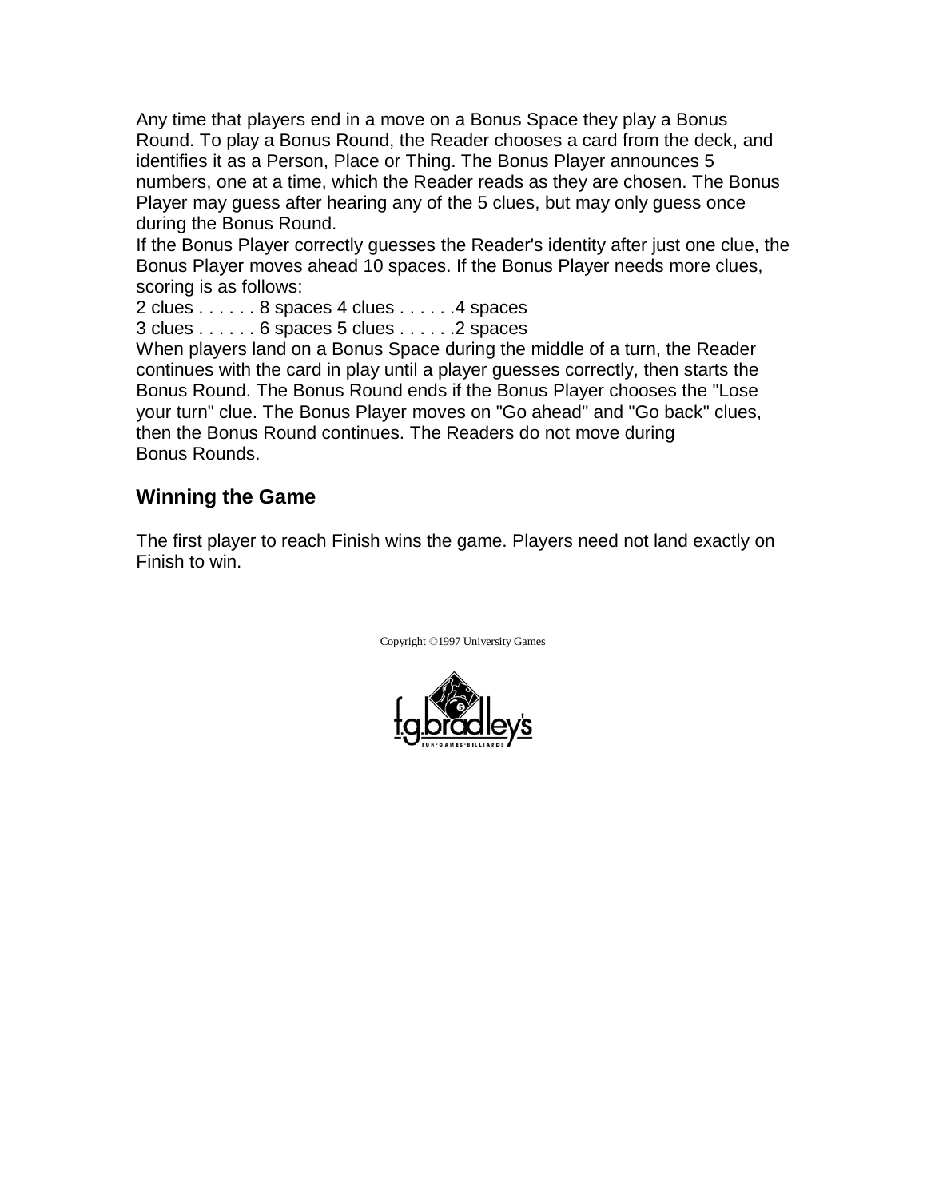Any time that players end in a move on a Bonus Space they play a Bonus Round. To play a Bonus Round, the Reader chooses a card from the deck, and identifies it as a Person, Place or Thing. The Bonus Player announces 5 numbers, one at a time, which the Reader reads as they are chosen. The Bonus Player may guess after hearing any of the 5 clues, but may only guess once during the Bonus Round.

If the Bonus Player correctly guesses the Reader's identity after just one clue, the Bonus Player moves ahead 10 spaces. If the Bonus Player needs more clues, scoring is as follows:

2 clues . . . . . . 8 spaces 4 clues . . . . . .4 spaces
3 clues . . . . . . 6 spaces 5 clues . . . . . .2 spaces

When players land on a Bonus Space during the middle of a turn, the Reader continues with the card in play until a player guesses correctly, then starts the Bonus Round. The Bonus Round ends if the Bonus Player chooses the "Lose your turn" clue. The Bonus Player moves on "Go ahead" and "Go back" clues, then the Bonus Round continues. The Readers do not move during Bonus Rounds.

## Winning the Game

The first player to reach Finish wins the game. Players need not land exactly on Finish to win.

Copyright ©1997 University Games

f.g.bradley's
FUN·GAMES·BILLIARDS